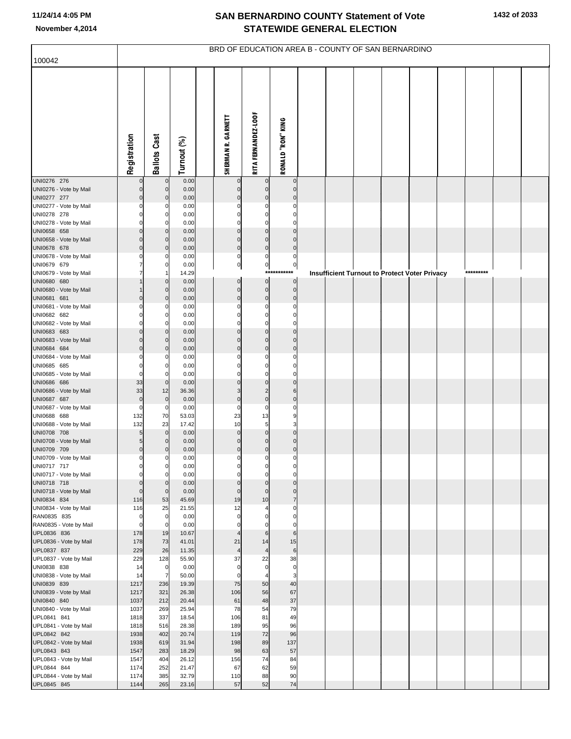# SAN BERNARDINO COUNTY Statement of Vote
## STATEWIDE GENERAL ELECTION

November 4,2014

BRD OF EDUCATION AREA B - COUNTY OF SAN BERNARDINO

100042

| | Registration | Ballots Cast | Turnout (%) | SHERMAN R. GARNETT | RITA FERNANDEZ-LOOF | RONALD "RON" KING |
|---|---|---|---|---|---|---|
| UNI0276 276 | 0 | 0 | 0.00 | 0 | 0 | 0 |
| UNI0276 - Vote by Mail | 0 | 0 | 0.00 | 0 | 0 | 0 |
| UNI0277 277 | 0 | 0 | 0.00 | 0 | 0 | 0 |
| UNI0277 - Vote by Mail | 0 | 0 | 0.00 | 0 | 0 | 0 |
| UNI0278 278 | 0 | 0 | 0.00 | 0 | 0 | 0 |
| UNI0278 - Vote by Mail | 0 | 0 | 0.00 | 0 | 0 | 0 |
| UNI0658 658 | 0 | 0 | 0.00 | 0 | 0 | 0 |
| UNI0658 - Vote by Mail | 0 | 0 | 0.00 | 0 | 0 | 0 |
| UNI0678 678 | 0 | 0 | 0.00 | 0 | 0 | 0 |
| UNI0678 - Vote by Mail | 0 | 0 | 0.00 | 0 | 0 | 0 |
| UNI0679 679 | 7 | 0 | 0.00 | 0 | 0 | 0 |
| UNI0679 - Vote by Mail | 7 | 1 | 14.29 | | | *********** Insufficient Turnout to Protect Voter Privacy ********* |
| UNI0680 680 | 1 | 0 | 0.00 | 0 | 0 | 0 |
| UNI0680 - Vote by Mail | 1 | 0 | 0.00 | 0 | 0 | 0 |
| UNI0681 681 | 0 | 0 | 0.00 | 0 | 0 | 0 |
| UNI0681 - Vote by Mail | 0 | 0 | 0.00 | 0 | 0 | 0 |
| UNI0682 682 | 0 | 0 | 0.00 | 0 | 0 | 0 |
| UNI0682 - Vote by Mail | 0 | 0 | 0.00 | 0 | 0 | 0 |
| UNI0683 683 | 0 | 0 | 0.00 | 0 | 0 | 0 |
| UNI0683 - Vote by Mail | 0 | 0 | 0.00 | 0 | 0 | 0 |
| UNI0684 684 | 0 | 0 | 0.00 | 0 | 0 | 0 |
| UNI0684 - Vote by Mail | 0 | 0 | 0.00 | 0 | 0 | 0 |
| UNI0685 685 | 0 | 0 | 0.00 | 0 | 0 | 0 |
| UNI0685 - Vote by Mail | 0 | 0 | 0.00 | 0 | 0 | 0 |
| UNI0686 686 | 33 | 0 | 0.00 | 0 | 0 | 0 |
| UNI0686 - Vote by Mail | 33 | 12 | 36.36 | 3 | 2 | 6 |
| UNI0687 687 | 0 | 0 | 0.00 | 0 | 0 | 0 |
| UNI0687 - Vote by Mail | 0 | 0 | 0.00 | 0 | 0 | 0 |
| UNI0688 688 | 132 | 70 | 53.03 | 23 | 13 | 9 |
| UNI0688 - Vote by Mail | 132 | 23 | 17.42 | 10 | 5 | 3 |
| UNI0708 708 | 5 | 0 | 0.00 | 0 | 0 | 0 |
| UNI0708 - Vote by Mail | 5 | 0 | 0.00 | 0 | 0 | 0 |
| UNI0709 709 | 0 | 0 | 0.00 | 0 | 0 | 0 |
| UNI0709 - Vote by Mail | 0 | 0 | 0.00 | 0 | 0 | 0 |
| UNI0717 717 | 0 | 0 | 0.00 | 0 | 0 | 0 |
| UNI0717 - Vote by Mail | 0 | 0 | 0.00 | 0 | 0 | 0 |
| UNI0718 718 | 0 | 0 | 0.00 | 0 | 0 | 0 |
| UNI0718 - Vote by Mail | 0 | 0 | 0.00 | 0 | 0 | 0 |
| UNI0834 834 | 116 | 53 | 45.69 | 19 | 10 | 7 |
| UNI0834 - Vote by Mail | 116 | 25 | 21.55 | 12 | 4 | 0 |
| RAN0835 835 | 0 | 0 | 0.00 | 0 | 0 | 0 |
| RAN0835 - Vote by Mail | 0 | 0 | 0.00 | 0 | 0 | 0 |
| UPL0836 836 | 178 | 19 | 10.67 | 4 | 6 | 6 |
| UPL0836 - Vote by Mail | 178 | 73 | 41.01 | 21 | 14 | 15 |
| UPL0837 837 | 229 | 26 | 11.35 | 4 | 4 | 6 |
| UPL0837 - Vote by Mail | 229 | 128 | 55.90 | 37 | 22 | 38 |
| UNI0838 838 | 14 | 0 | 0.00 | 0 | 0 | 0 |
| UNI0838 - Vote by Mail | 14 | 7 | 50.00 | 0 | 4 | 3 |
| UNI0839 839 | 1217 | 236 | 19.39 | 75 | 50 | 40 |
| UNI0839 - Vote by Mail | 1217 | 321 | 26.38 | 106 | 56 | 67 |
| UNI0840 840 | 1037 | 212 | 20.44 | 61 | 48 | 37 |
| UNI0840 - Vote by Mail | 1037 | 269 | 25.94 | 78 | 54 | 79 |
| UPL0841 841 | 1818 | 337 | 18.54 | 106 | 81 | 49 |
| UPL0841 - Vote by Mail | 1818 | 516 | 28.38 | 189 | 95 | 96 |
| UPL0842 842 | 1938 | 402 | 20.74 | 119 | 72 | 96 |
| UPL0842 - Vote by Mail | 1938 | 619 | 31.94 | 198 | 89 | 137 |
| UPL0843 843 | 1547 | 283 | 18.29 | 98 | 63 | 57 |
| UPL0843 - Vote by Mail | 1547 | 404 | 26.12 | 156 | 74 | 84 |
| UPL0844 844 | 1174 | 252 | 21.47 | 67 | 62 | 59 |
| UPL0844 - Vote by Mail | 1174 | 385 | 32.79 | 110 | 88 | 90 |
| UPL0845 845 | 1144 | 265 | 23.16 | 57 | 52 | 74 |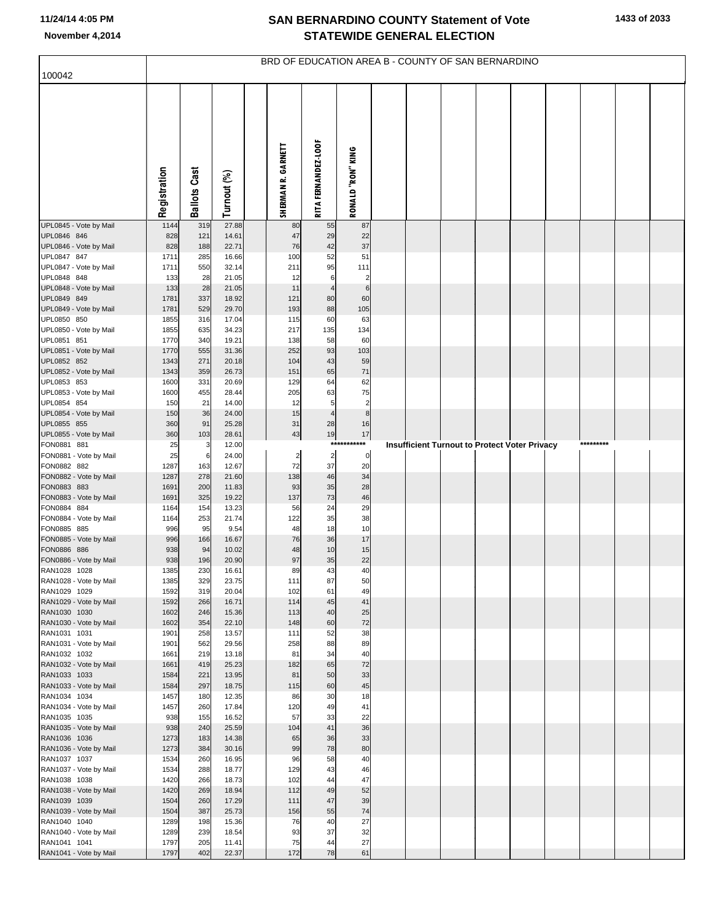# SAN BERNARDINO COUNTY Statement of Vote
## STATEWIDE GENERAL ELECTION

November 4,2014

100042

BRD OF EDUCATION AREA B - COUNTY OF SAN BERNARDINO

| | Registration | Ballots Cast | Turnout (%) | | SHERMAN R. GARNETT | RITA FERNANDEZ-LOOF | RONALD "RON" KING |
|---|---|---|---|---|---|---|---|
| UPL0845 - Vote by Mail | 1144 | 319 | 27.88 | | 80 | 55 | 87 |
| UPL0846 846 | 828 | 121 | 14.61 | | 47 | 29 | 22 |
| UPL0846 - Vote by Mail | 828 | 188 | 22.71 | | 76 | 42 | 37 |
| UPL0847 847 | 1711 | 285 | 16.66 | | 100 | 52 | 51 |
| UPL0847 - Vote by Mail | 1711 | 550 | 32.14 | | 211 | 95 | 111 |
| UPL0848 848 | 133 | 28 | 21.05 | | 12 | 6 | 2 |
| UPL0848 - Vote by Mail | 133 | 28 | 21.05 | | 11 | 4 | 6 |
| UPL0849 849 | 1781 | 337 | 18.92 | | 121 | 80 | 60 |
| UPL0849 - Vote by Mail | 1781 | 529 | 29.70 | | 193 | 88 | 105 |
| UPL0850 850 | 1855 | 316 | 17.04 | | 115 | 60 | 63 |
| UPL0850 - Vote by Mail | 1855 | 635 | 34.23 | | 217 | 135 | 134 |
| UPL0851 851 | 1770 | 340 | 19.21 | | 138 | 58 | 60 |
| UPL0851 - Vote by Mail | 1770 | 555 | 31.36 | | 252 | 93 | 103 |
| UPL0852 852 | 1343 | 271 | 20.18 | | 104 | 43 | 59 |
| UPL0852 - Vote by Mail | 1343 | 359 | 26.73 | | 151 | 65 | 71 |
| UPL0853 853 | 1600 | 331 | 20.69 | | 129 | 64 | 62 |
| UPL0853 - Vote by Mail | 1600 | 455 | 28.44 | | 205 | 63 | 75 |
| UPL0854 854 | 150 | 21 | 14.00 | | 12 | 5 | 2 |
| UPL0854 - Vote by Mail | 150 | 36 | 24.00 | | 15 | 4 | 8 |
| UPL0855 855 | 360 | 91 | 25.28 | | 31 | 28 | 16 |
| UPL0855 - Vote by Mail | 360 | 103 | 28.61 | | 43 | 19 | 17 |
| FON0881 881 | 25 | 3 | 12.00 | | | | *********** Insufficient Turnout to Protect Voter Privacy ********* |
| FON0881 - Vote by Mail | 25 | 6 | 24.00 | | 2 | 2 | 0 |
| FON0882 882 | 1287 | 163 | 12.67 | | 72 | 37 | 20 |
| FON0882 - Vote by Mail | 1287 | 278 | 21.60 | | 138 | 46 | 34 |
| FON0883 883 | 1691 | 200 | 11.83 | | 93 | 35 | 28 |
| FON0883 - Vote by Mail | 1691 | 325 | 19.22 | | 137 | 73 | 46 |
| FON0884 884 | 1164 | 154 | 13.23 | | 56 | 24 | 29 |
| FON0884 - Vote by Mail | 1164 | 253 | 21.74 | | 122 | 35 | 38 |
| FON0885 885 | 996 | 95 | 9.54 | | 48 | 18 | 10 |
| FON0885 - Vote by Mail | 996 | 166 | 16.67 | | 76 | 36 | 17 |
| FON0886 886 | 938 | 94 | 10.02 | | 48 | 10 | 15 |
| FON0886 - Vote by Mail | 938 | 196 | 20.90 | | 97 | 35 | 22 |
| RAN1028 1028 | 1385 | 230 | 16.61 | | 89 | 43 | 40 |
| RAN1028 - Vote by Mail | 1385 | 329 | 23.75 | | 111 | 87 | 50 |
| RAN1029 1029 | 1592 | 319 | 20.04 | | 102 | 61 | 49 |
| RAN1029 - Vote by Mail | 1592 | 266 | 16.71 | | 114 | 45 | 41 |
| RAN1030 1030 | 1602 | 246 | 15.36 | | 113 | 40 | 25 |
| RAN1030 - Vote by Mail | 1602 | 354 | 22.10 | | 148 | 60 | 72 |
| RAN1031 1031 | 1901 | 258 | 13.57 | | 111 | 52 | 38 |
| RAN1031 - Vote by Mail | 1901 | 562 | 29.56 | | 258 | 88 | 89 |
| RAN1032 1032 | 1661 | 219 | 13.18 | | 81 | 34 | 40 |
| RAN1032 - Vote by Mail | 1661 | 419 | 25.23 | | 182 | 65 | 72 |
| RAN1033 1033 | 1584 | 221 | 13.95 | | 81 | 50 | 33 |
| RAN1033 - Vote by Mail | 1584 | 297 | 18.75 | | 115 | 60 | 45 |
| RAN1034 1034 | 1457 | 180 | 12.35 | | 86 | 30 | 18 |
| RAN1034 - Vote by Mail | 1457 | 260 | 17.84 | | 120 | 49 | 41 |
| RAN1035 1035 | 938 | 155 | 16.52 | | 57 | 33 | 22 |
| RAN1035 - Vote by Mail | 938 | 240 | 25.59 | | 104 | 41 | 36 |
| RAN1036 1036 | 1273 | 183 | 14.38 | | 65 | 36 | 33 |
| RAN1036 - Vote by Mail | 1273 | 384 | 30.16 | | 99 | 78 | 80 |
| RAN1037 1037 | 1534 | 260 | 16.95 | | 96 | 58 | 40 |
| RAN1037 - Vote by Mail | 1534 | 288 | 18.77 | | 129 | 43 | 46 |
| RAN1038 1038 | 1420 | 266 | 18.73 | | 102 | 44 | 47 |
| RAN1038 - Vote by Mail | 1420 | 269 | 18.94 | | 112 | 49 | 52 |
| RAN1039 1039 | 1504 | 260 | 17.29 | | 111 | 47 | 39 |
| RAN1039 - Vote by Mail | 1504 | 387 | 25.73 | | 156 | 55 | 74 |
| RAN1040 1040 | 1289 | 198 | 15.36 | | 76 | 40 | 27 |
| RAN1040 - Vote by Mail | 1289 | 239 | 18.54 | | 93 | 37 | 32 |
| RAN1041 1041 | 1797 | 205 | 11.41 | | 75 | 44 | 27 |
| RAN1041 - Vote by Mail | 1797 | 402 | 22.37 | | 172 | 78 | 61 |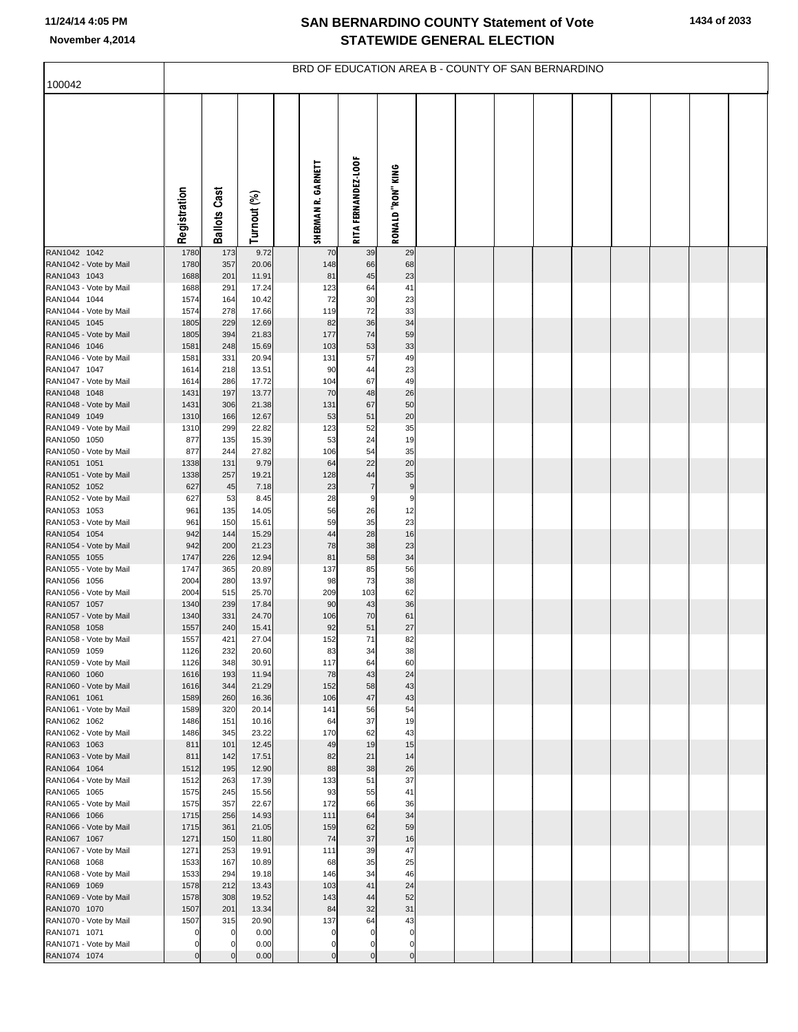# SAN BERNARDINO COUNTY Statement of Vote
# STATEWIDE GENERAL ELECTION

November 4,2014

## BRD OF EDUCATION AREA B - COUNTY OF SAN BERNARDINO

100042

| | Registration | Ballots Cast | Turnout (%) | SHERMAN R. GARNETT | RITA FERNANDEZ-LOOF | RONALD "RON" KING |
|---|---|---|---|---|---|---|
| RAN1042 1042 | 1780 | 173 | 9.72 | 70 | 39 | 29 |
| RAN1042 - Vote by Mail | 1780 | 357 | 20.06 | 148 | 66 | 68 |
| RAN1043 1043 | 1688 | 201 | 11.91 | 81 | 45 | 23 |
| RAN1043 - Vote by Mail | 1688 | 291 | 17.24 | 123 | 64 | 41 |
| RAN1044 1044 | 1574 | 164 | 10.42 | 72 | 30 | 23 |
| RAN1044 - Vote by Mail | 1574 | 278 | 17.66 | 119 | 72 | 33 |
| RAN1045 1045 | 1805 | 229 | 12.69 | 82 | 36 | 34 |
| RAN1045 - Vote by Mail | 1805 | 394 | 21.83 | 177 | 74 | 59 |
| RAN1046 1046 | 1581 | 248 | 15.69 | 103 | 53 | 33 |
| RAN1046 - Vote by Mail | 1581 | 331 | 20.94 | 131 | 57 | 49 |
| RAN1047 1047 | 1614 | 218 | 13.51 | 90 | 44 | 23 |
| RAN1047 - Vote by Mail | 1614 | 286 | 17.72 | 104 | 67 | 49 |
| RAN1048 1048 | 1431 | 197 | 13.77 | 70 | 48 | 26 |
| RAN1048 - Vote by Mail | 1431 | 306 | 21.38 | 131 | 67 | 50 |
| RAN1049 1049 | 1310 | 166 | 12.67 | 53 | 51 | 20 |
| RAN1049 - Vote by Mail | 1310 | 299 | 22.82 | 123 | 52 | 35 |
| RAN1050 1050 | 877 | 135 | 15.39 | 53 | 24 | 19 |
| RAN1050 - Vote by Mail | 877 | 244 | 27.82 | 106 | 54 | 35 |
| RAN1051 1051 | 1338 | 131 | 9.79 | 64 | 22 | 20 |
| RAN1051 - Vote by Mail | 1338 | 257 | 19.21 | 128 | 44 | 35 |
| RAN1052 1052 | 627 | 45 | 7.18 | 23 | 7 | 9 |
| RAN1052 - Vote by Mail | 627 | 53 | 8.45 | 28 | 9 | 9 |
| RAN1053 1053 | 961 | 135 | 14.05 | 56 | 26 | 12 |
| RAN1053 - Vote by Mail | 961 | 150 | 15.61 | 59 | 35 | 23 |
| RAN1054 1054 | 942 | 144 | 15.29 | 44 | 28 | 16 |
| RAN1054 - Vote by Mail | 942 | 200 | 21.23 | 78 | 38 | 23 |
| RAN1055 1055 | 1747 | 226 | 12.94 | 81 | 58 | 34 |
| RAN1055 - Vote by Mail | 1747 | 365 | 20.89 | 137 | 85 | 56 |
| RAN1056 1056 | 2004 | 280 | 13.97 | 98 | 73 | 38 |
| RAN1056 - Vote by Mail | 2004 | 515 | 25.70 | 209 | 103 | 62 |
| RAN1057 1057 | 1340 | 239 | 17.84 | 90 | 43 | 36 |
| RAN1057 - Vote by Mail | 1340 | 331 | 24.70 | 106 | 70 | 61 |
| RAN1058 1058 | 1557 | 240 | 15.41 | 92 | 51 | 27 |
| RAN1058 - Vote by Mail | 1557 | 421 | 27.04 | 152 | 71 | 82 |
| RAN1059 1059 | 1126 | 232 | 20.60 | 83 | 34 | 38 |
| RAN1059 - Vote by Mail | 1126 | 348 | 30.91 | 117 | 64 | 60 |
| RAN1060 1060 | 1616 | 193 | 11.94 | 78 | 43 | 24 |
| RAN1060 - Vote by Mail | 1616 | 344 | 21.29 | 152 | 58 | 43 |
| RAN1061 1061 | 1589 | 260 | 16.36 | 106 | 47 | 43 |
| RAN1061 - Vote by Mail | 1589 | 320 | 20.14 | 141 | 56 | 54 |
| RAN1062 1062 | 1486 | 151 | 10.16 | 64 | 37 | 19 |
| RAN1062 - Vote by Mail | 1486 | 345 | 23.22 | 170 | 62 | 43 |
| RAN1063 1063 | 811 | 101 | 12.45 | 49 | 19 | 15 |
| RAN1063 - Vote by Mail | 811 | 142 | 17.51 | 82 | 21 | 14 |
| RAN1064 1064 | 1512 | 195 | 12.90 | 88 | 38 | 26 |
| RAN1064 - Vote by Mail | 1512 | 263 | 17.39 | 133 | 51 | 37 |
| RAN1065 1065 | 1575 | 245 | 15.56 | 93 | 55 | 41 |
| RAN1065 - Vote by Mail | 1575 | 357 | 22.67 | 172 | 66 | 36 |
| RAN1066 1066 | 1715 | 256 | 14.93 | 111 | 64 | 34 |
| RAN1066 - Vote by Mail | 1715 | 361 | 21.05 | 159 | 62 | 59 |
| RAN1067 1067 | 1271 | 150 | 11.80 | 74 | 37 | 16 |
| RAN1067 - Vote by Mail | 1271 | 253 | 19.91 | 111 | 39 | 47 |
| RAN1068 1068 | 1533 | 167 | 10.89 | 68 | 35 | 25 |
| RAN1068 - Vote by Mail | 1533 | 294 | 19.18 | 146 | 34 | 46 |
| RAN1069 1069 | 1578 | 212 | 13.43 | 103 | 41 | 24 |
| RAN1069 - Vote by Mail | 1578 | 308 | 19.52 | 143 | 44 | 52 |
| RAN1070 1070 | 1507 | 201 | 13.34 | 84 | 32 | 31 |
| RAN1070 - Vote by Mail | 1507 | 315 | 20.90 | 137 | 64 | 43 |
| RAN1071 1071 | 0 | 0 | 0.00 | 0 | 0 | 0 |
| RAN1071 - Vote by Mail | 0 | 0 | 0.00 | 0 | 0 | 0 |
| RAN1074 1074 | 0 | 0 | 0.00 | 0 | 0 | 0 |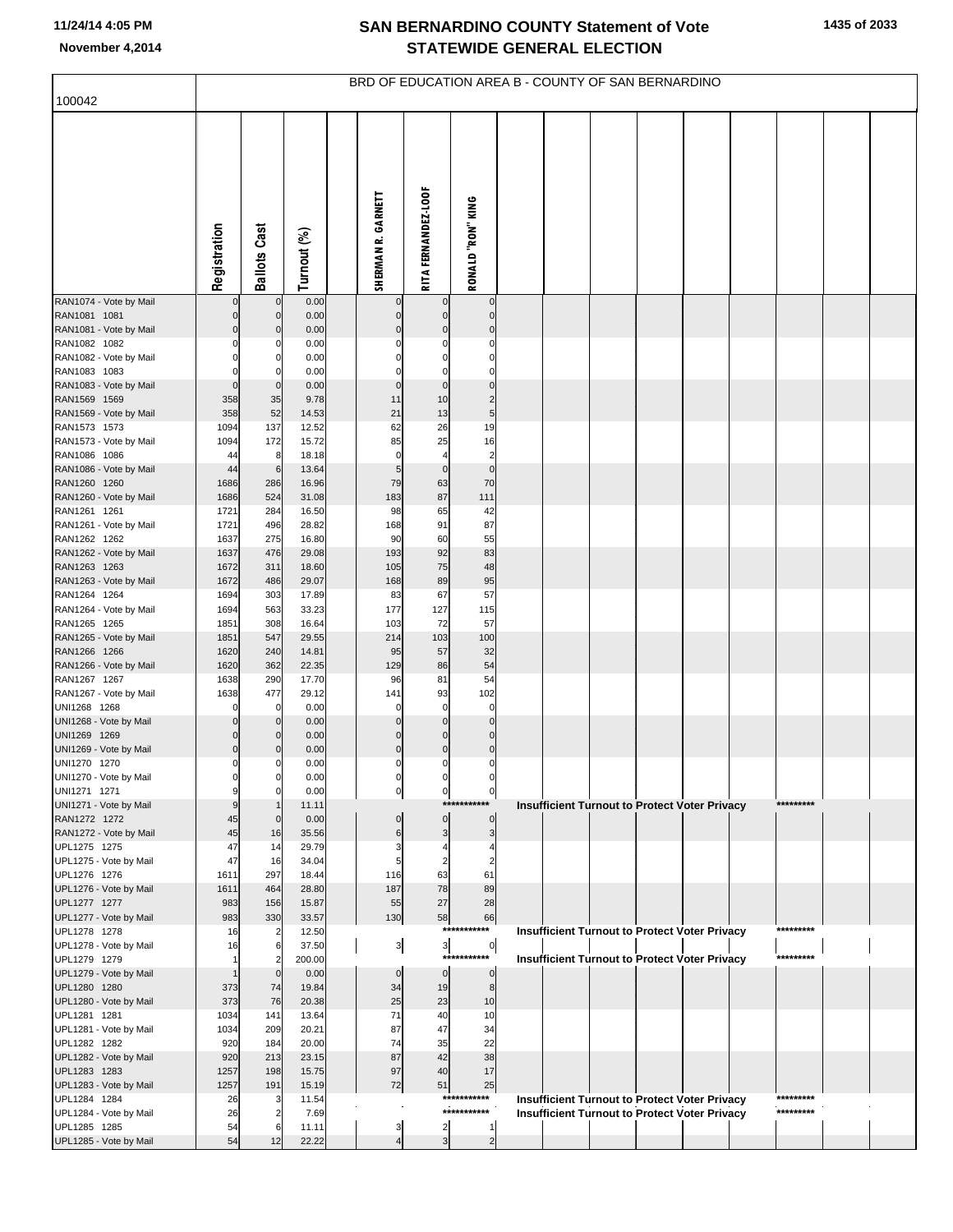# SAN BERNARDINO COUNTY Statement of Vote
# STATEWIDE GENERAL ELECTION

November 4,2014

## BRD OF EDUCATION AREA B - COUNTY OF SAN BERNARDINO

100042

| | Registration | Ballots Cast | Turnout (%) | SHERMAN R. GARNETT | RITA FERNANDEZ-LOOF | RONALD "RON" KING |
|---|---|---|---|---|---|---|
| RAN1074 - Vote by Mail | 0 | 0 | 0.00 | 0 | 0 | 0 |
| RAN1081 1081 | 0 | 0 | 0.00 | 0 | 0 | 0 |
| RAN1081 - Vote by Mail | 0 | 0 | 0.00 | 0 | 0 | 0 |
| RAN1082 1082 | 0 | 0 | 0.00 | 0 | 0 | 0 |
| RAN1082 - Vote by Mail | 0 | 0 | 0.00 | 0 | 0 | 0 |
| RAN1083 1083 | 0 | 0 | 0.00 | 0 | 0 | 0 |
| RAN1083 - Vote by Mail | 0 | 0 | 0.00 | 0 | 0 | 0 |
| RAN1569 1569 | 358 | 35 | 9.78 | 11 | 10 | 2 |
| RAN1569 - Vote by Mail | 358 | 52 | 14.53 | 21 | 13 | 5 |
| RAN1573 1573 | 1094 | 137 | 12.52 | 62 | 26 | 19 |
| RAN1573 - Vote by Mail | 1094 | 172 | 15.72 | 85 | 25 | 16 |
| RAN1086 1086 | 44 | 8 | 18.18 | 0 | 4 | 2 |
| RAN1086 - Vote by Mail | 44 | 6 | 13.64 | 5 | 0 | 0 |
| RAN1260 1260 | 1686 | 286 | 16.96 | 79 | 63 | 70 |
| RAN1260 - Vote by Mail | 1686 | 524 | 31.08 | 183 | 87 | 111 |
| RAN1261 1261 | 1721 | 284 | 16.50 | 98 | 65 | 42 |
| RAN1261 - Vote by Mail | 1721 | 496 | 28.82 | 168 | 91 | 87 |
| RAN1262 1262 | 1637 | 275 | 16.80 | 90 | 60 | 55 |
| RAN1262 - Vote by Mail | 1637 | 476 | 29.08 | 193 | 92 | 83 |
| RAN1263 1263 | 1672 | 311 | 18.60 | 105 | 75 | 48 |
| RAN1263 - Vote by Mail | 1672 | 486 | 29.07 | 168 | 89 | 95 |
| RAN1264 1264 | 1694 | 303 | 17.89 | 83 | 67 | 57 |
| RAN1264 - Vote by Mail | 1694 | 563 | 33.23 | 177 | 127 | 115 |
| RAN1265 1265 | 1851 | 308 | 16.64 | 103 | 72 | 57 |
| RAN1265 - Vote by Mail | 1851 | 547 | 29.55 | 214 | 103 | 100 |
| RAN1266 1266 | 1620 | 240 | 14.81 | 95 | 57 | 32 |
| RAN1266 - Vote by Mail | 1620 | 362 | 22.35 | 129 | 86 | 54 |
| RAN1267 1267 | 1638 | 290 | 17.70 | 96 | 81 | 54 |
| RAN1267 - Vote by Mail | 1638 | 477 | 29.12 | 141 | 93 | 102 |
| UNI1268 1268 | 0 | 0 | 0.00 | 0 | 0 | 0 |
| UNI1268 - Vote by Mail | 0 | 0 | 0.00 | 0 | 0 | 0 |
| UNI1269 1269 | 0 | 0 | 0.00 | 0 | 0 | 0 |
| UNI1269 - Vote by Mail | 0 | 0 | 0.00 | 0 | 0 | 0 |
| UNI1270 1270 | 0 | 0 | 0.00 | 0 | 0 | 0 |
| UNI1270 - Vote by Mail | 0 | 0 | 0.00 | 0 | 0 | 0 |
| UNI1271 1271 | 9 | 0 | 0.00 | 0 | 0 | 0 |
| UNI1271 - Vote by Mail | 9 | 1 | 11.11 | *********** Insufficient Turnout to Protect Voter Privacy ********* | | |
| RAN1272 1272 | 45 | 0 | 0.00 | 0 | 0 | 0 |
| RAN1272 - Vote by Mail | 45 | 16 | 35.56 | 6 | 3 | 3 |
| UPL1275 1275 | 47 | 14 | 29.79 | 3 | 4 | 4 |
| UPL1275 - Vote by Mail | 47 | 16 | 34.04 | 5 | 2 | 2 |
| UPL1276 1276 | 1611 | 297 | 18.44 | 116 | 63 | 61 |
| UPL1276 - Vote by Mail | 1611 | 464 | 28.80 | 187 | 78 | 89 |
| UPL1277 1277 | 983 | 156 | 15.87 | 55 | 27 | 28 |
| UPL1277 - Vote by Mail | 983 | 330 | 33.57 | 130 | 58 | 66 |
| UPL1278 1278 | 16 | 2 | 12.50 | *********** Insufficient Turnout to Protect Voter Privacy ********* | | |
| UPL1278 - Vote by Mail | 16 | 6 | 37.50 | 3 | 3 | 0 |
| UPL1279 1279 | 1 | 2 | 200.00 | *********** Insufficient Turnout to Protect Voter Privacy ********* | | |
| UPL1279 - Vote by Mail | 1 | 0 | 0.00 | 0 | 0 | 0 |
| UPL1280 1280 | 373 | 74 | 19.84 | 34 | 19 | 8 |
| UPL1280 - Vote by Mail | 373 | 76 | 20.38 | 25 | 23 | 10 |
| UPL1281 1281 | 1034 | 141 | 13.64 | 71 | 40 | 10 |
| UPL1281 - Vote by Mail | 1034 | 209 | 20.21 | 87 | 47 | 34 |
| UPL1282 1282 | 920 | 184 | 20.00 | 74 | 35 | 22 |
| UPL1282 - Vote by Mail | 920 | 213 | 23.15 | 87 | 42 | 38 |
| UPL1283 1283 | 1257 | 198 | 15.75 | 97 | 40 | 17 |
| UPL1283 - Vote by Mail | 1257 | 191 | 15.19 | 72 | 51 | 25 |
| UPL1284 1284 | 26 | 3 | 11.54 | *********** Insufficient Turnout to Protect Voter Privacy ********* | | |
| UPL1284 - Vote by Mail | 26 | 2 | 7.69 | *********** Insufficient Turnout to Protect Voter Privacy ********* | | |
| UPL1285 1285 | 54 | 6 | 11.11 | 3 | 2 | 1 |
| UPL1285 - Vote by Mail | 54 | 12 | 22.22 | 4 | 3 | 2 |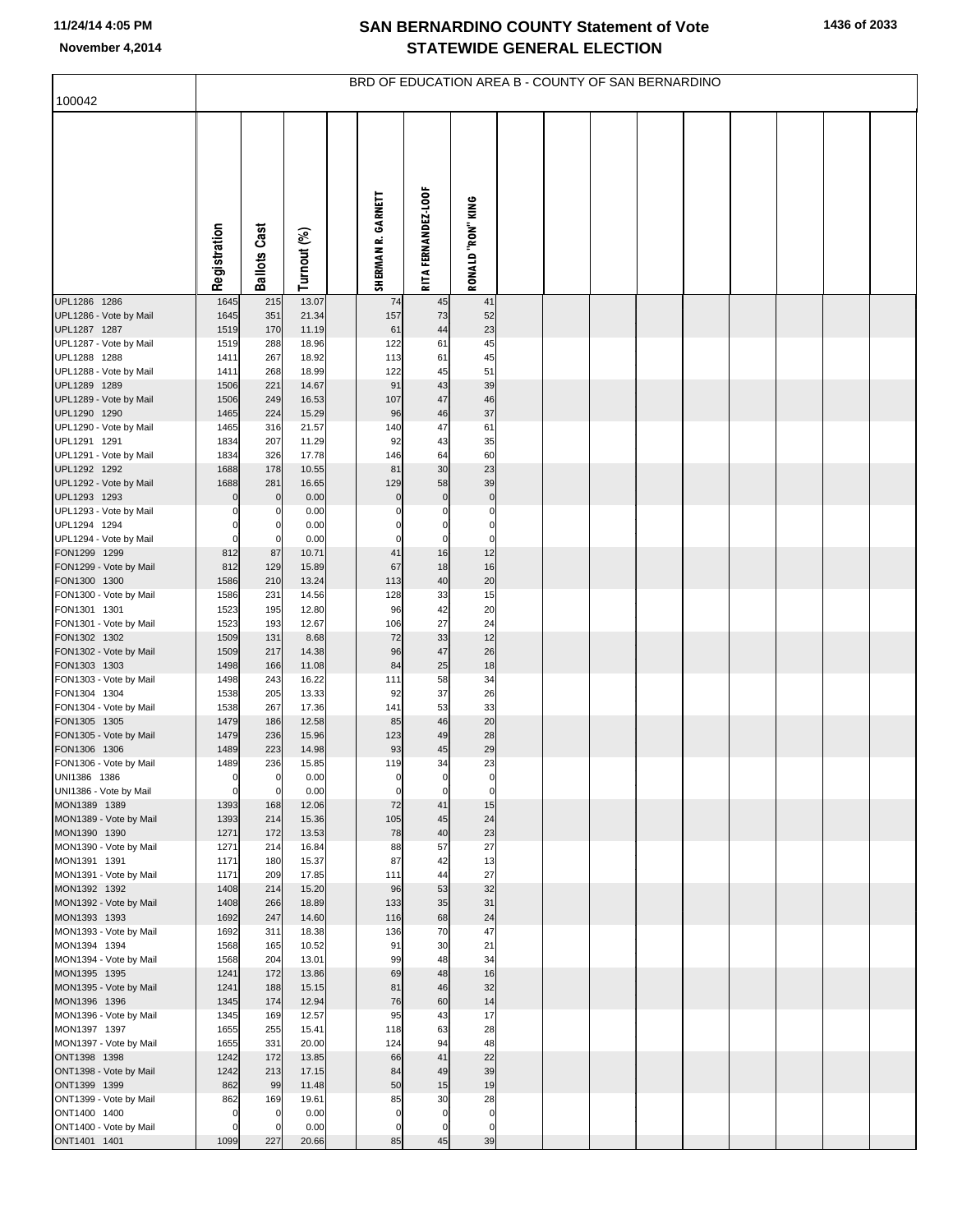# SAN BERNARDINO COUNTY Statement of Vote
# STATEWIDE GENERAL ELECTION

11/24/14 4:05 PM
November 4,2014

BRD OF EDUCATION AREA B - COUNTY OF SAN BERNARDINO

100042

| | Registration | Ballots Cast | Turnout (%) | | SHERMAN R. GARNETT | RITA FERNANDEZ-LOOF | RONALD "RON" KING |
|---|---|---|---|---|---|---|---|
| UPL1286 1286 | 1645 | 215 | 13.07 | | 74 | 45 | 41 |
| UPL1286 - Vote by Mail | 1645 | 351 | 21.34 | | 157 | 73 | 52 |
| UPL1287 1287 | 1519 | 170 | 11.19 | | 61 | 44 | 23 |
| UPL1287 - Vote by Mail | 1519 | 288 | 18.96 | | 122 | 61 | 45 |
| UPL1288 1288 | 1411 | 267 | 18.92 | | 113 | 61 | 45 |
| UPL1288 - Vote by Mail | 1411 | 268 | 18.99 | | 122 | 45 | 51 |
| UPL1289 1289 | 1506 | 221 | 14.67 | | 91 | 43 | 39 |
| UPL1289 - Vote by Mail | 1506 | 249 | 16.53 | | 107 | 47 | 46 |
| UPL1290 1290 | 1465 | 224 | 15.29 | | 96 | 46 | 37 |
| UPL1290 - Vote by Mail | 1465 | 316 | 21.57 | | 140 | 47 | 61 |
| UPL1291 1291 | 1834 | 207 | 11.29 | | 92 | 43 | 35 |
| UPL1291 - Vote by Mail | 1834 | 326 | 17.78 | | 146 | 64 | 60 |
| UPL1292 1292 | 1688 | 178 | 10.55 | | 81 | 30 | 23 |
| UPL1292 - Vote by Mail | 1688 | 281 | 16.65 | | 129 | 58 | 39 |
| UPL1293 1293 | 0 | 0 | 0.00 | | 0 | 0 | 0 |
| UPL1293 - Vote by Mail | 0 | 0 | 0.00 | | 0 | 0 | 0 |
| UPL1294 1294 | 0 | 0 | 0.00 | | 0 | 0 | 0 |
| UPL1294 - Vote by Mail | 0 | 0 | 0.00 | | 0 | 0 | 0 |
| FON1299 1299 | 812 | 87 | 10.71 | | 41 | 16 | 12 |
| FON1299 - Vote by Mail | 812 | 129 | 15.89 | | 67 | 18 | 16 |
| FON1300 1300 | 1586 | 210 | 13.24 | | 113 | 40 | 20 |
| FON1300 - Vote by Mail | 1586 | 231 | 14.56 | | 128 | 33 | 15 |
| FON1301 1301 | 1523 | 195 | 12.80 | | 96 | 42 | 20 |
| FON1301 - Vote by Mail | 1523 | 193 | 12.67 | | 106 | 27 | 24 |
| FON1302 1302 | 1509 | 131 | 8.68 | | 72 | 33 | 12 |
| FON1302 - Vote by Mail | 1509 | 217 | 14.38 | | 96 | 47 | 26 |
| FON1303 1303 | 1498 | 166 | 11.08 | | 84 | 25 | 18 |
| FON1303 - Vote by Mail | 1498 | 243 | 16.22 | | 111 | 58 | 34 |
| FON1304 1304 | 1538 | 205 | 13.33 | | 92 | 37 | 26 |
| FON1304 - Vote by Mail | 1538 | 267 | 17.36 | | 141 | 53 | 33 |
| FON1305 1305 | 1479 | 186 | 12.58 | | 85 | 46 | 20 |
| FON1305 - Vote by Mail | 1479 | 236 | 15.96 | | 123 | 49 | 28 |
| FON1306 1306 | 1489 | 223 | 14.98 | | 93 | 45 | 29 |
| FON1306 - Vote by Mail | 1489 | 236 | 15.85 | | 119 | 34 | 23 |
| UNI1386 1386 | 0 | 0 | 0.00 | | 0 | 0 | 0 |
| UNI1386 - Vote by Mail | 0 | 0 | 0.00 | | 0 | 0 | 0 |
| MON1389 1389 | 1393 | 168 | 12.06 | | 72 | 41 | 15 |
| MON1389 - Vote by Mail | 1393 | 214 | 15.36 | | 105 | 45 | 24 |
| MON1390 1390 | 1271 | 172 | 13.53 | | 78 | 40 | 23 |
| MON1390 - Vote by Mail | 1271 | 214 | 16.84 | | 88 | 57 | 27 |
| MON1391 1391 | 1171 | 180 | 15.37 | | 87 | 42 | 13 |
| MON1391 - Vote by Mail | 1171 | 209 | 17.85 | | 111 | 44 | 27 |
| MON1392 1392 | 1408 | 214 | 15.20 | | 96 | 53 | 32 |
| MON1392 - Vote by Mail | 1408 | 266 | 18.89 | | 133 | 35 | 31 |
| MON1393 1393 | 1692 | 247 | 14.60 | | 116 | 68 | 24 |
| MON1393 - Vote by Mail | 1692 | 311 | 18.38 | | 136 | 70 | 47 |
| MON1394 1394 | 1568 | 165 | 10.52 | | 91 | 30 | 21 |
| MON1394 - Vote by Mail | 1568 | 204 | 13.01 | | 99 | 48 | 34 |
| MON1395 1395 | 1241 | 172 | 13.86 | | 69 | 48 | 16 |
| MON1395 - Vote by Mail | 1241 | 188 | 15.15 | | 81 | 46 | 32 |
| MON1396 1396 | 1345 | 174 | 12.94 | | 76 | 60 | 14 |
| MON1396 - Vote by Mail | 1345 | 169 | 12.57 | | 95 | 43 | 17 |
| MON1397 1397 | 1655 | 255 | 15.41 | | 118 | 63 | 28 |
| MON1397 - Vote by Mail | 1655 | 331 | 20.00 | | 124 | 94 | 48 |
| ONT1398 1398 | 1242 | 172 | 13.85 | | 66 | 41 | 22 |
| ONT1398 - Vote by Mail | 1242 | 213 | 17.15 | | 84 | 49 | 39 |
| ONT1399 1399 | 862 | 99 | 11.48 | | 50 | 15 | 19 |
| ONT1399 - Vote by Mail | 862 | 169 | 19.61 | | 85 | 30 | 28 |
| ONT1400 1400 | 0 | 0 | 0.00 | | 0 | 0 | 0 |
| ONT1400 - Vote by Mail | 0 | 0 | 0.00 | | 0 | 0 | 0 |
| ONT1401 1401 | 1099 | 227 | 20.66 | | 85 | 45 | 39 |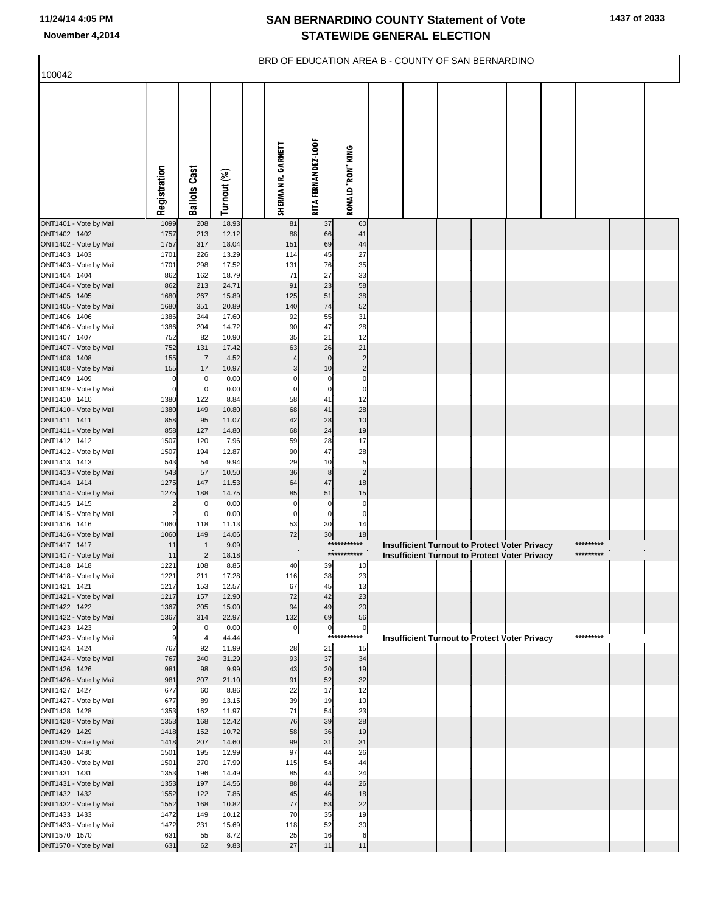# SAN BERNARDINO COUNTY Statement of Vote
## STATEWIDE GENERAL ELECTION

November 4,2014

BRD OF EDUCATION AREA B - COUNTY OF SAN BERNARDINO

100042

| | Registration | Ballots Cast | Turnout (%) | SHERMAN R. GARNETT | RITA FERNANDEZ-LOOF | RONALD "RON" KING |
|---|---|---|---|---|---|---|
| ONT1401 - Vote by Mail | 1099 | 208 | 18.93 | 81 | 37 | 60 |
| ONT1402 1402 | 1757 | 213 | 12.12 | 88 | 66 | 41 |
| ONT1402 - Vote by Mail | 1757 | 317 | 18.04 | 151 | 69 | 44 |
| ONT1403 1403 | 1701 | 226 | 13.29 | 114 | 45 | 27 |
| ONT1403 - Vote by Mail | 1701 | 298 | 17.52 | 131 | 76 | 35 |
| ONT1404 1404 | 862 | 162 | 18.79 | 71 | 27 | 33 |
| ONT1404 - Vote by Mail | 862 | 213 | 24.71 | 91 | 23 | 58 |
| ONT1405 1405 | 1680 | 267 | 15.89 | 125 | 51 | 38 |
| ONT1405 - Vote by Mail | 1680 | 351 | 20.89 | 140 | 74 | 52 |
| ONT1406 1406 | 1386 | 244 | 17.60 | 92 | 55 | 31 |
| ONT1406 - Vote by Mail | 1386 | 204 | 14.72 | 90 | 47 | 28 |
| ONT1407 1407 | 752 | 82 | 10.90 | 35 | 21 | 12 |
| ONT1407 - Vote by Mail | 752 | 131 | 17.42 | 63 | 26 | 21 |
| ONT1408 1408 | 155 | 7 | 4.52 | 4 | 0 | 2 |
| ONT1408 - Vote by Mail | 155 | 17 | 10.97 | 3 | 10 | 2 |
| ONT1409 1409 | 0 | 0 | 0.00 | 0 | 0 | 0 |
| ONT1409 - Vote by Mail | 0 | 0 | 0.00 | 0 | 0 | 0 |
| ONT1410 1410 | 1380 | 122 | 8.84 | 58 | 41 | 12 |
| ONT1410 - Vote by Mail | 1380 | 149 | 10.80 | 68 | 41 | 28 |
| ONT1411 1411 | 858 | 95 | 11.07 | 42 | 28 | 10 |
| ONT1411 - Vote by Mail | 858 | 127 | 14.80 | 68 | 24 | 19 |
| ONT1412 1412 | 1507 | 120 | 7.96 | 59 | 28 | 17 |
| ONT1412 - Vote by Mail | 1507 | 194 | 12.87 | 90 | 47 | 28 |
| ONT1413 1413 | 543 | 54 | 9.94 | 29 | 10 | 5 |
| ONT1413 - Vote by Mail | 543 | 57 | 10.50 | 36 | 8 | 2 |
| ONT1414 1414 | 1275 | 147 | 11.53 | 64 | 47 | 18 |
| ONT1414 - Vote by Mail | 1275 | 188 | 14.75 | 85 | 51 | 15 |
| ONT1415 1415 | 2 | 0 | 0.00 | 0 | 0 | 0 |
| ONT1415 - Vote by Mail | 2 | 0 | 0.00 | 0 | 0 | 0 |
| ONT1416 1416 | 1060 | 118 | 11.13 | 53 | 30 | 14 |
| ONT1416 - Vote by Mail | 1060 | 149 | 14.06 | 72 | 30 | 18 |
| ONT1417 1417 | 11 | 1 | 9.09 | Insufficient Turnout to Protect Voter Privacy | | |
| ONT1417 - Vote by Mail | 11 | 2 | 18.18 | Insufficient Turnout to Protect Voter Privacy | | |
| ONT1418 1418 | 1221 | 108 | 8.85 | 40 | 39 | 10 |
| ONT1418 - Vote by Mail | 1221 | 211 | 17.28 | 116 | 38 | 23 |
| ONT1421 1421 | 1217 | 153 | 12.57 | 67 | 45 | 13 |
| ONT1421 - Vote by Mail | 1217 | 157 | 12.90 | 72 | 42 | 23 |
| ONT1422 1422 | 1367 | 205 | 15.00 | 94 | 49 | 20 |
| ONT1422 - Vote by Mail | 1367 | 314 | 22.97 | 132 | 69 | 56 |
| ONT1423 1423 | 9 | 0 | 0.00 | 0 | 0 | 0 |
| ONT1423 - Vote by Mail | 9 | 4 | 44.44 | Insufficient Turnout to Protect Voter Privacy | | |
| ONT1424 1424 | 767 | 92 | 11.99 | 28 | 21 | 15 |
| ONT1424 - Vote by Mail | 767 | 240 | 31.29 | 93 | 37 | 34 |
| ONT1426 1426 | 981 | 98 | 9.99 | 43 | 20 | 19 |
| ONT1426 - Vote by Mail | 981 | 207 | 21.10 | 91 | 52 | 32 |
| ONT1427 1427 | 677 | 60 | 8.86 | 22 | 17 | 12 |
| ONT1427 - Vote by Mail | 677 | 89 | 13.15 | 39 | 19 | 10 |
| ONT1428 1428 | 1353 | 162 | 11.97 | 71 | 54 | 23 |
| ONT1428 - Vote by Mail | 1353 | 168 | 12.42 | 76 | 39 | 28 |
| ONT1429 1429 | 1418 | 152 | 10.72 | 58 | 36 | 19 |
| ONT1429 - Vote by Mail | 1418 | 207 | 14.60 | 99 | 31 | 31 |
| ONT1430 1430 | 1501 | 195 | 12.99 | 97 | 44 | 26 |
| ONT1430 - Vote by Mail | 1501 | 270 | 17.99 | 115 | 54 | 44 |
| ONT1431 1431 | 1353 | 196 | 14.49 | 85 | 44 | 24 |
| ONT1431 - Vote by Mail | 1353 | 197 | 14.56 | 88 | 44 | 26 |
| ONT1432 1432 | 1552 | 122 | 7.86 | 45 | 46 | 18 |
| ONT1432 - Vote by Mail | 1552 | 168 | 10.82 | 77 | 53 | 22 |
| ONT1433 1433 | 1472 | 149 | 10.12 | 70 | 35 | 19 |
| ONT1433 - Vote by Mail | 1472 | 231 | 15.69 | 118 | 52 | 30 |
| ONT1570 1570 | 631 | 55 | 8.72 | 25 | 16 | 6 |
| ONT1570 - Vote by Mail | 631 | 62 | 9.83 | 27 | 11 | 11 |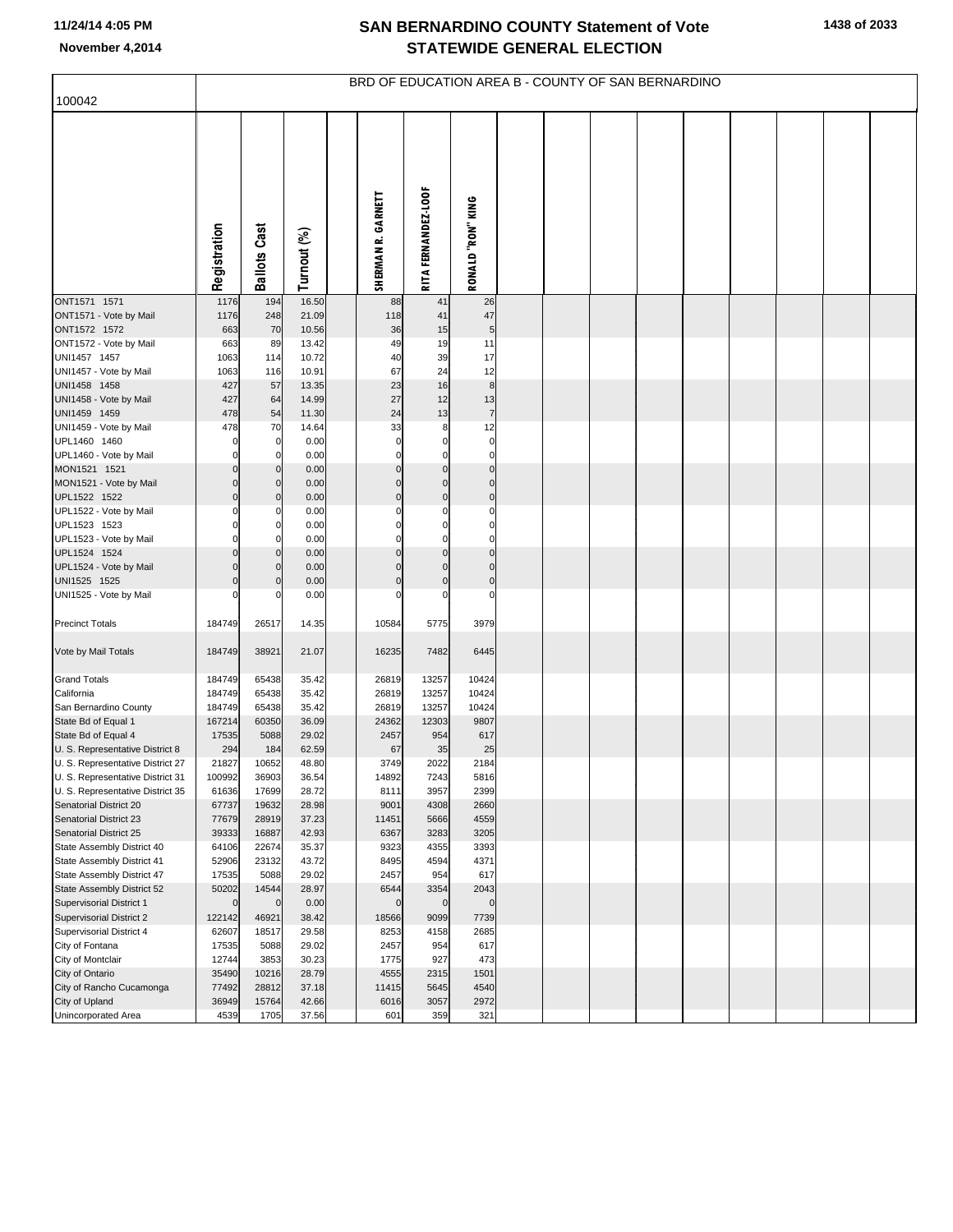# BRD OF EDUCATION AREA B - COUNTY OF SAN BERNARDINO

100042

| | Registration | Ballots Cast | Turnout (%) | | SHERMAN R. GARNETT | RITA FERNANDEZ-LOOF | RONALD "RON" KING |
|---|---|---|---|---|---|---|---|
| ONT1571 1571 | 1176 | 194 | 16.50 | | 88 | 41 | 26 |
| ONT1571 - Vote by Mail | 1176 | 248 | 21.09 | | 118 | 41 | 47 |
| ONT1572 1572 | 663 | 70 | 10.56 | | 36 | 15 | 5 |
| ONT1572 - Vote by Mail | 663 | 89 | 13.42 | | 49 | 19 | 11 |
| UNI1457 1457 | 1063 | 114 | 10.72 | | 40 | 39 | 17 |
| UNI1457 - Vote by Mail | 1063 | 116 | 10.91 | | 67 | 24 | 12 |
| UNI1458 1458 | 427 | 57 | 13.35 | | 23 | 16 | 8 |
| UNI1458 - Vote by Mail | 427 | 64 | 14.99 | | 27 | 12 | 13 |
| UNI1459 1459 | 478 | 54 | 11.30 | | 24 | 13 | 7 |
| UNI1459 - Vote by Mail | 478 | 70 | 14.64 | | 33 | 8 | 12 |
| UPL1460 1460 | 0 | 0 | 0.00 | | 0 | 0 | 0 |
| UPL1460 - Vote by Mail | 0 | 0 | 0.00 | | 0 | 0 | 0 |
| MON1521 1521 | 0 | 0 | 0.00 | | 0 | 0 | 0 |
| MON1521 - Vote by Mail | 0 | 0 | 0.00 | | 0 | 0 | 0 |
| UPL1522 1522 | 0 | 0 | 0.00 | | 0 | 0 | 0 |
| UPL1522 - Vote by Mail | 0 | 0 | 0.00 | | 0 | 0 | 0 |
| UPL1523 1523 | 0 | 0 | 0.00 | | 0 | 0 | 0 |
| UPL1523 - Vote by Mail | 0 | 0 | 0.00 | | 0 | 0 | 0 |
| UPL1524 1524 | 0 | 0 | 0.00 | | 0 | 0 | 0 |
| UPL1524 - Vote by Mail | 0 | 0 | 0.00 | | 0 | 0 | 0 |
| UNI1525 1525 | 0 | 0 | 0.00 | | 0 | 0 | 0 |
| UNI1525 - Vote by Mail | 0 | 0 | 0.00 | | 0 | 0 | 0 |
| Precinct Totals | 184749 | 26517 | 14.35 | | 10584 | 5775 | 3979 |
| Vote by Mail Totals | 184749 | 38921 | 21.07 | | 16235 | 7482 | 6445 |
| Grand Totals | 184749 | 65438 | 35.42 | | 26819 | 13257 | 10424 |
| California | 184749 | 65438 | 35.42 | | 26819 | 13257 | 10424 |
| San Bernardino County | 184749 | 65438 | 35.42 | | 26819 | 13257 | 10424 |
| State Bd of Equal 1 | 167214 | 60350 | 36.09 | | 24362 | 12303 | 9807 |
| State Bd of Equal 4 | 17535 | 5088 | 29.02 | | 2457 | 954 | 617 |
| U. S. Representative District 8 | 294 | 184 | 62.59 | | 67 | 35 | 25 |
| U. S. Representative District 27 | 21827 | 10652 | 48.80 | | 3749 | 2022 | 2184 |
| U. S. Representative District 31 | 100992 | 36903 | 36.54 | | 14892 | 7243 | 5816 |
| U. S. Representative District 35 | 61636 | 17699 | 28.72 | | 8111 | 3957 | 2399 |
| Senatorial District 20 | 67737 | 19632 | 28.98 | | 9001 | 4308 | 2660 |
| Senatorial District 23 | 77679 | 28919 | 37.23 | | 11451 | 5666 | 4559 |
| Senatorial District 25 | 39333 | 16887 | 42.93 | | 6367 | 3283 | 3205 |
| State Assembly District 40 | 64106 | 22674 | 35.37 | | 9323 | 4355 | 3393 |
| State Assembly District 41 | 52906 | 23132 | 43.72 | | 8495 | 4594 | 4371 |
| State Assembly District 47 | 17535 | 5088 | 29.02 | | 2457 | 954 | 617 |
| State Assembly District 52 | 50202 | 14544 | 28.97 | | 6544 | 3354 | 2043 |
| Supervisorial District 1 | 0 | 0 | 0.00 | | 0 | 0 | 0 |
| Supervisorial District 2 | 122142 | 46921 | 38.42 | | 18566 | 9099 | 7739 |
| Supervisorial District 4 | 62607 | 18517 | 29.58 | | 8253 | 4158 | 2685 |
| City of Fontana | 17535 | 5088 | 29.02 | | 2457 | 954 | 617 |
| City of Montclair | 12744 | 3853 | 30.23 | | 1775 | 927 | 473 |
| City of Ontario | 35490 | 10216 | 28.79 | | 4555 | 2315 | 1501 |
| City of Rancho Cucamonga | 77492 | 28812 | 37.18 | | 11415 | 5645 | 4540 |
| City of Upland | 36949 | 15764 | 42.66 | | 6016 | 3057 | 2972 |
| Unincorporated Area | 4539 | 1705 | 37.56 | | 601 | 359 | 321 |